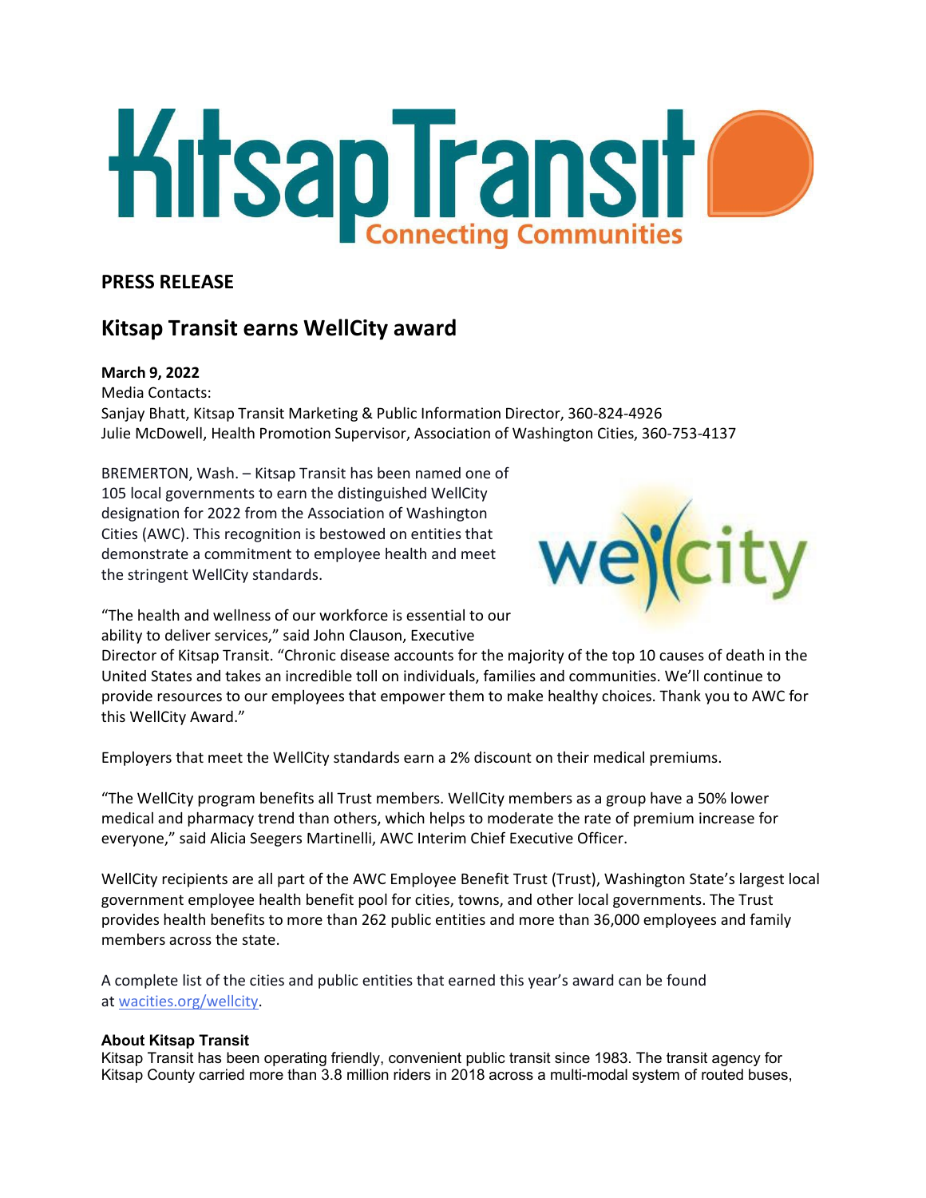**PRESS RELEASE**

## Kitsap Transit earns WellCity award

**March 9, 2022**
Media Contacts:
Sanjay Bhatt, Kitsap Transit Marketing & Public Information Director, 360-824-4926
Julie McDowell, Health Promotion Supervisor, Association of Washington Cities, 360-753-4137

BREMERTON, Wash. – Kitsap Transit has been named one of 105 local governments to earn the distinguished WellCity designation for 2022 from the Association of Washington Cities (AWC). This recognition is bestowed on entities that demonstrate a commitment to employee health and meet the stringent WellCity standards.

"The health and wellness of our workforce is essential to our ability to deliver services," said John Clauson, Executive Director of Kitsap Transit. "Chronic disease accounts for the majority of the top 10 causes of death in the United States and takes an incredible toll on individuals, families and communities. We'll continue to provide resources to our employees that empower them to make healthy choices. Thank you to AWC for this WellCity Award."

Employers that meet the WellCity standards earn a 2% discount on their medical premiums.

"The WellCity program benefits all Trust members. WellCity members as a group have a 50% lower medical and pharmacy trend than others, which helps to moderate the rate of premium increase for everyone," said Alicia Seegers Martinelli, AWC Interim Chief Executive Officer.

WellCity recipients are all part of the AWC Employee Benefit Trust (Trust), Washington State's largest local government employee health benefit pool for cities, towns, and other local governments. The Trust provides health benefits to more than 262 public entities and more than 36,000 employees and family members across the state.

A complete list of the cities and public entities that earned this year's award can be found at [wacities.org/wellcity](wacities.org/wellcity).

**About Kitsap Transit**
Kitsap Transit has been operating friendly, convenient public transit since 1983. The transit agency for Kitsap County carried more than 3.8 million riders in 2018 across a multi-modal system of routed buses,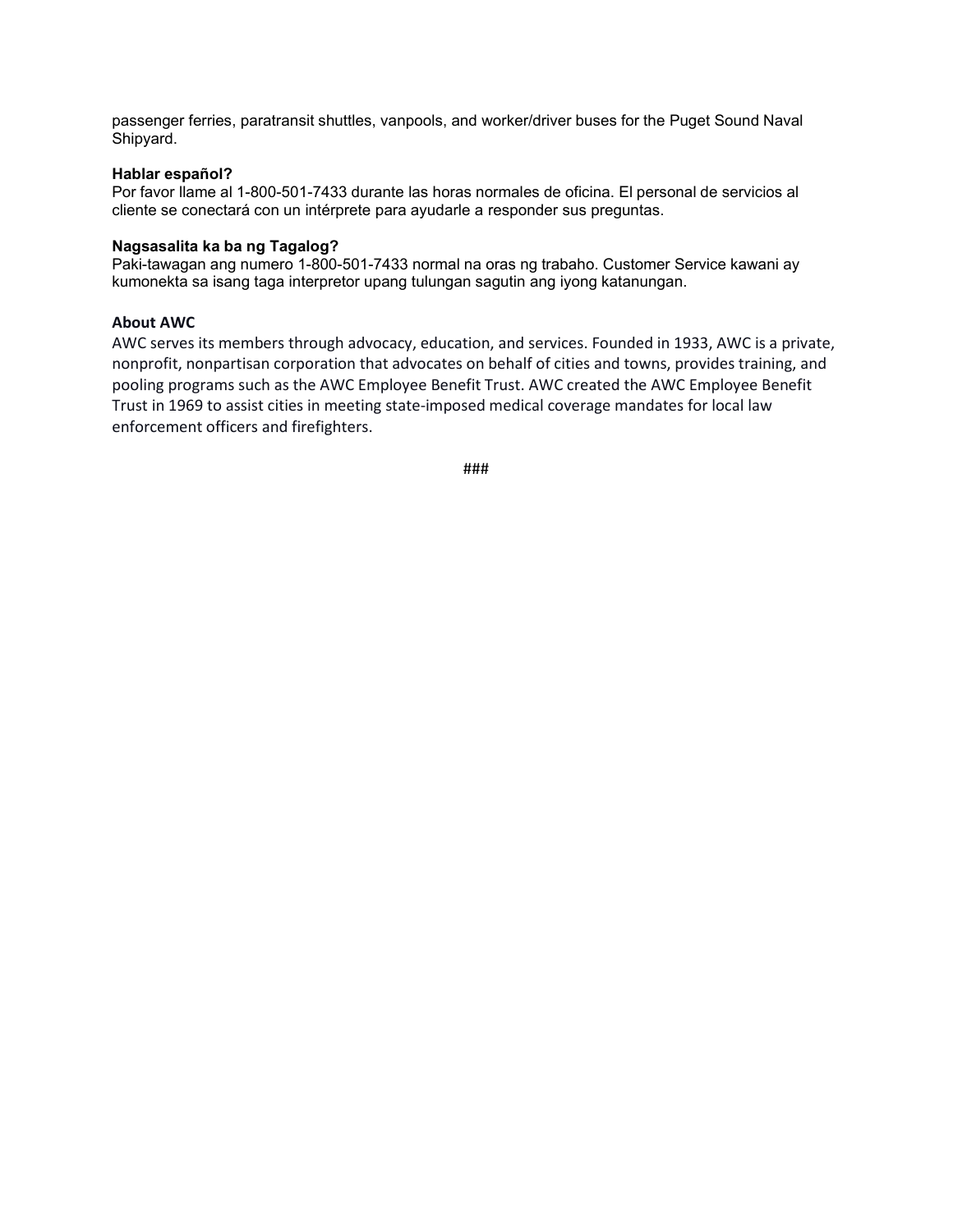passenger ferries, paratransit shuttles, vanpools, and worker/driver buses for the Puget Sound Naval Shipyard.

**Hablar español?**
Por favor llame al 1-800-501-7433 durante las horas normales de oficina. El personal de servicios al cliente se conectará con un intérprete para ayudarle a responder sus preguntas.

**Nagsasalita ka ba ng Tagalog?**
Paki-tawagan ang numero 1-800-501-7433 normal na oras ng trabaho. Customer Service kawani ay kumonekta sa isang taga interpretor upang tulungan sagutin ang iyong katanungan.

**About AWC**
AWC serves its members through advocacy, education, and services. Founded in 1933, AWC is a private, nonprofit, nonpartisan corporation that advocates on behalf of cities and towns, provides training, and pooling programs such as the AWC Employee Benefit Trust. AWC created the AWC Employee Benefit Trust in 1969 to assist cities in meeting state-imposed medical coverage mandates for local law enforcement officers and firefighters.

###